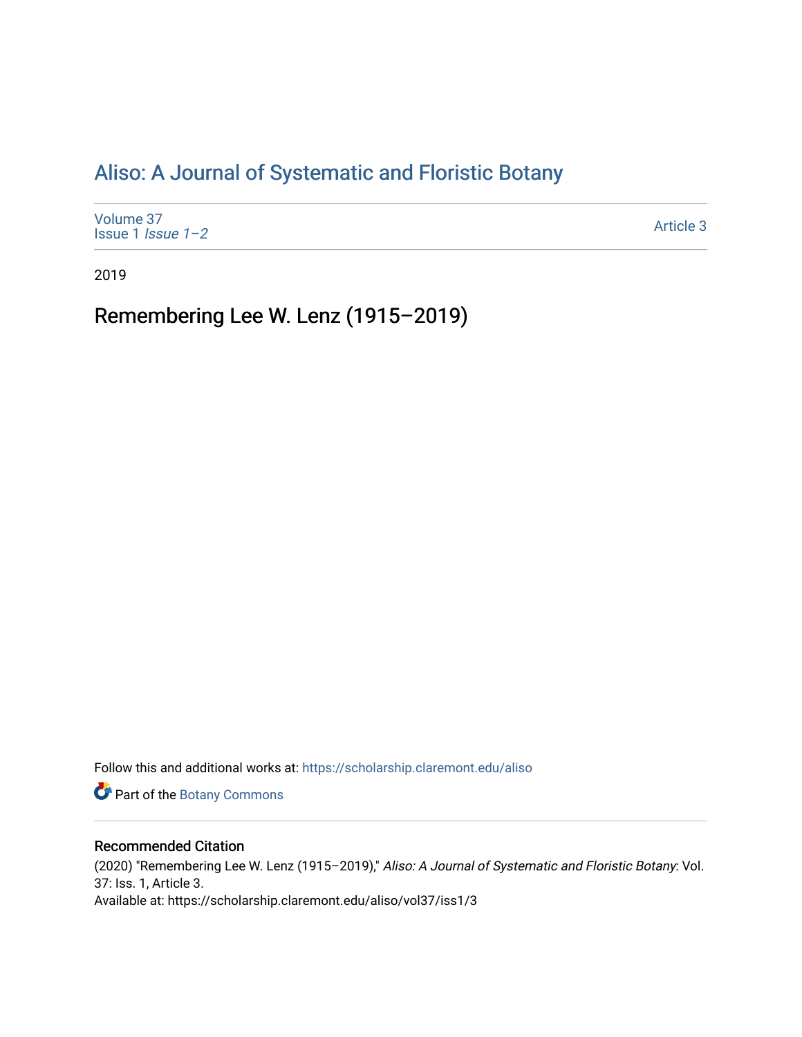# Aliso: A Journal of Systematic and Floristic Botany

Volume 37
Issue 1 *Issue 1–2*

Article 3

2019

## Remembering Lee W. Lenz (1915–2019)

Follow this and additional works at: https://scholarship.claremont.edu/aliso

Part of the Botany Commons

### Recommended Citation

(2020) "Remembering Lee W. Lenz (1915–2019)," *Aliso: A Journal of Systematic and Floristic Botany*: Vol. 37: Iss. 1, Article 3.
Available at: https://scholarship.claremont.edu/aliso/vol37/iss1/3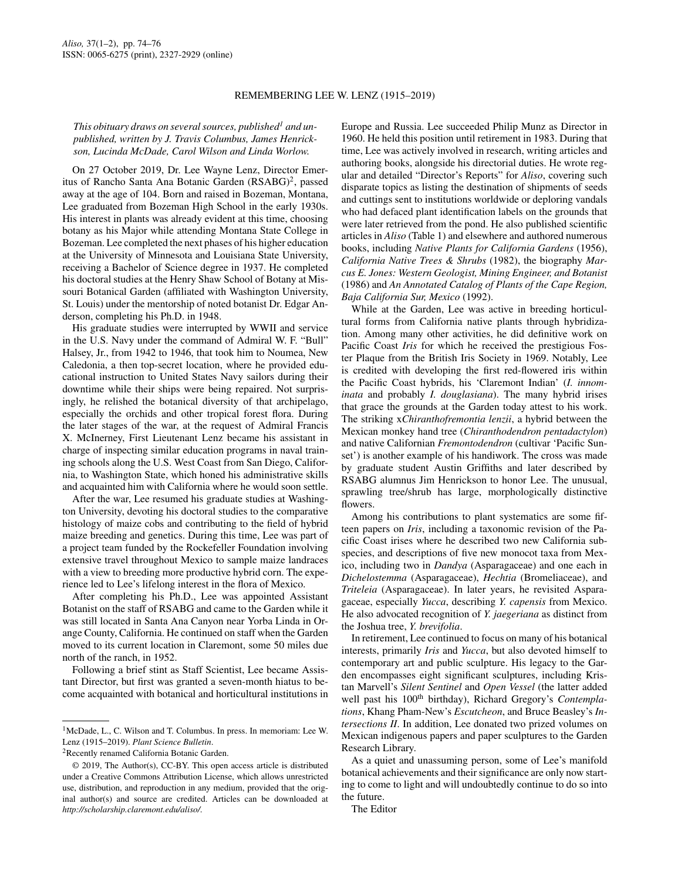# REMEMBERING LEE W. LENZ (1915–2019)

*This obituary draws on several sources, published[1] and unpublished, written by J. Travis Columbus, James Henrickson, Lucinda McDade, Carol Wilson and Linda Worlow.*

On 27 October 2019, Dr. Lee Wayne Lenz, Director Emeritus of Rancho Santa Ana Botanic Garden (RSABG)[2], passed away at the age of 104. Born and raised in Bozeman, Montana, Lee graduated from Bozeman High School in the early 1930s. His interest in plants was already evident at this time, choosing botany as his Major while attending Montana State College in Bozeman. Lee completed the next phases of his higher education at the University of Minnesota and Louisiana State University, receiving a Bachelor of Science degree in 1937. He completed his doctoral studies at the Henry Shaw School of Botany at Missouri Botanical Garden (affiliated with Washington University, St. Louis) under the mentorship of noted botanist Dr. Edgar Anderson, completing his Ph.D. in 1948.

His graduate studies were interrupted by WWII and service in the U.S. Navy under the command of Admiral W. F. "Bull" Halsey, Jr., from 1942 to 1946, that took him to Noumea, New Caledonia, a then top-secret location, where he provided educational instruction to United States Navy sailors during their downtime while their ships were being repaired. Not surprisingly, he relished the botanical diversity of that archipelago, especially the orchids and other tropical forest flora. During the later stages of the war, at the request of Admiral Francis X. McInerney, First Lieutenant Lenz became his assistant in charge of inspecting similar education programs in naval training schools along the U.S. West Coast from San Diego, California, to Washington State, which honed his administrative skills and acquainted him with California where he would soon settle.

After the war, Lee resumed his graduate studies at Washington University, devoting his doctoral studies to the comparative histology of maize cobs and contributing to the field of hybrid maize breeding and genetics. During this time, Lee was part of a project team funded by the Rockefeller Foundation involving extensive travel throughout Mexico to sample maize landraces with a view to breeding more productive hybrid corn. The experience led to Lee's lifelong interest in the flora of Mexico.

After completing his Ph.D., Lee was appointed Assistant Botanist on the staff of RSABG and came to the Garden while it was still located in Santa Ana Canyon near Yorba Linda in Orange County, California. He continued on staff when the Garden moved to its current location in Claremont, some 50 miles due north of the ranch, in 1952.

Following a brief stint as Staff Scientist, Lee became Assistant Director, but first was granted a seven-month hiatus to become acquainted with botanical and horticultural institutions in Europe and Russia. Lee succeeded Philip Munz as Director in 1960. He held this position until retirement in 1983. During that time, Lee was actively involved in research, writing articles and authoring books, alongside his directorial duties. He wrote regular and detailed "Director's Reports" for *Aliso*, covering such disparate topics as listing the destination of shipments of seeds and cuttings sent to institutions worldwide or deploring vandals who had defaced plant identification labels on the grounds that were later retrieved from the pond. He also published scientific articles in *Aliso* (Table 1) and elsewhere and authored numerous books, including *Native Plants for California Gardens* (1956), *California Native Trees & Shrubs* (1982), the biography *Marcus E. Jones: Western Geologist, Mining Engineer, and Botanist* (1986) and *An Annotated Catalog of Plants of the Cape Region, Baja California Sur, Mexico* (1992).

While at the Garden, Lee was active in breeding horticultural forms from California native plants through hybridization. Among many other activities, he did definitive work on Pacific Coast *Iris* for which he received the prestigious Foster Plaque from the British Iris Society in 1969. Notably, Lee is credited with developing the first red-flowered iris within the Pacific Coast hybrids, his 'Claremont Indian' (*I. innominata* and probably *I. douglasiana*). The many hybrid irises that grace the grounds at the Garden today attest to his work. The striking x*Chiranthofremontia lenzii*, a hybrid between the Mexican monkey hand tree (*Chiranthodendron pentadactylon*) and native Californian *Fremontodendron* (cultivar 'Pacific Sunset') is another example of his handiwork. The cross was made by graduate student Austin Griffiths and later described by RSABG alumnus Jim Henrickson to honor Lee. The unusual, sprawling tree/shrub has large, morphologically distinctive flowers.

Among his contributions to plant systematics are some fifteen papers on *Iris*, including a taxonomic revision of the Pacific Coast irises where he described two new California subspecies, and descriptions of five new monocot taxa from Mexico, including two in *Dandya* (Asparagaceae) and one each in *Dichelostemma* (Asparagaceae), *Hechtia* (Bromeliaceae), and *Triteleia* (Asparagaceae). In later years, he revisited Asparagaceae, especially *Yucca*, describing *Y. capensis* from Mexico. He also advocated recognition of *Y. jaegeriana* as distinct from the Joshua tree, *Y. brevifolia*.

In retirement, Lee continued to focus on many of his botanical interests, primarily *Iris* and *Yucca*, but also devoted himself to contemporary art and public sculpture. His legacy to the Garden encompasses eight significant sculptures, including Kristan Marvell's *Silent Sentinel* and *Open Vessel* (the latter added well past his 100th birthday), Richard Gregory's *Contemplations*, Khang Pham-New's *Escutcheon*, and Bruce Beasley's *Intersections II*. In addition, Lee donated two prized volumes on Mexican indigenous papers and paper sculptures to the Garden Research Library.

As a quiet and unassuming person, some of Lee's manifold botanical achievements and their significance are only now starting to come to light and will undoubtedly continue to do so into the future.

The Editor

---

[1] McDade, L., C. Wilson and T. Columbus. In press. In memoriam: Lee W. Lenz (1915–2019). *Plant Science Bulletin*.

[2] Recently renamed California Botanic Garden.

© 2019, The Author(s), CC-BY. This open access article is distributed under a Creative Commons Attribution License, which allows unrestricted use, distribution, and reproduction in any medium, provided that the original author(s) and source are credited. Articles can be downloaded at *http://scholarship.claremont.edu/aliso/*.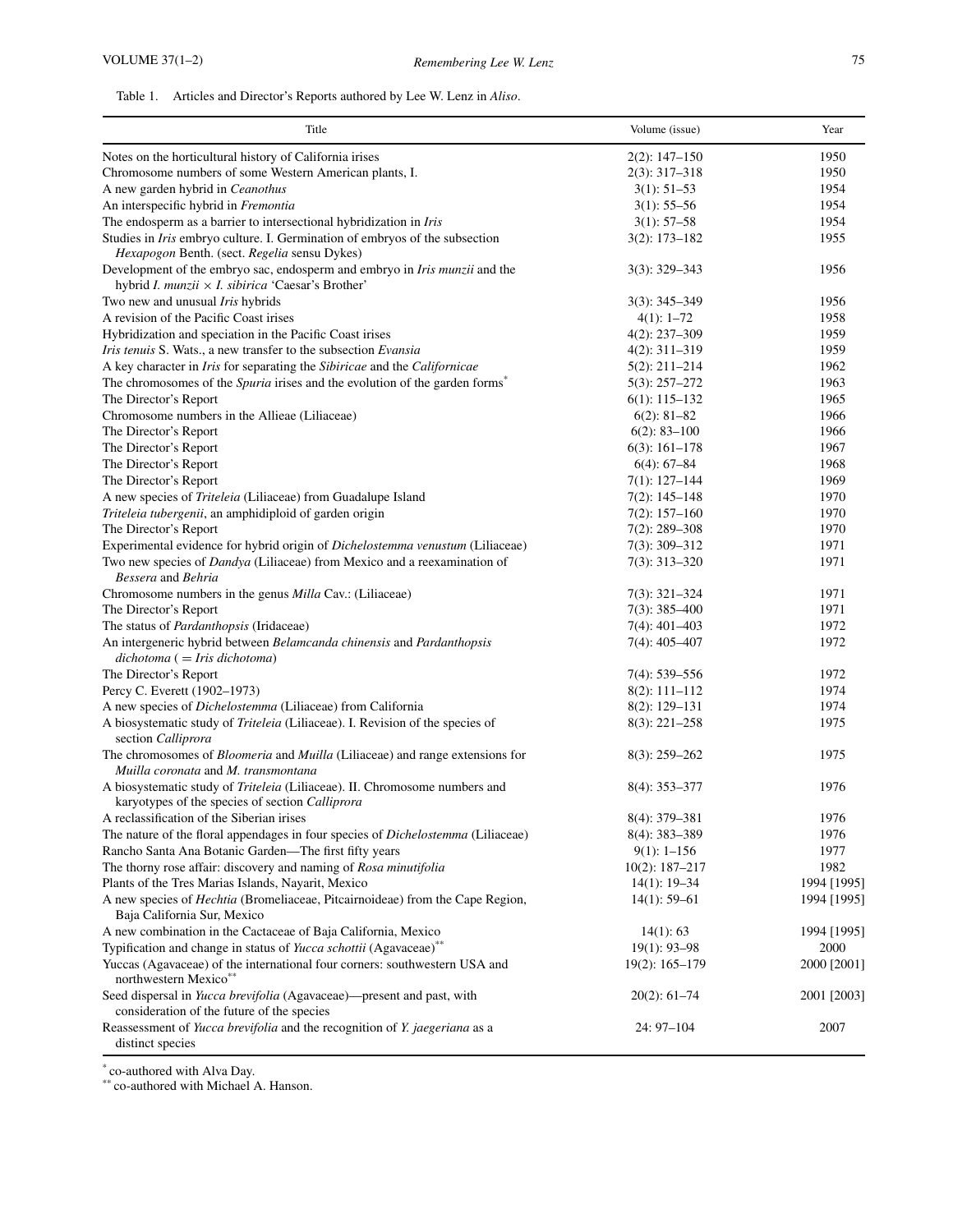Table 1. Articles and Director's Reports authored by Lee W. Lenz in *Aliso*.

| Title | Volume (issue) | Year |
|---|---|---|
| Notes on the horticultural history of California irises | 2(2): 147–150 | 1950 |
| Chromosome numbers of some Western American plants, I. | 2(3): 317–318 | 1950 |
| A new garden hybrid in *Ceanothus* | 3(1): 51–53 | 1954 |
| An interspecific hybrid in *Fremontia* | 3(1): 55–56 | 1954 |
| The endosperm as a barrier to intersectional hybridization in *Iris* | 3(1): 57–58 | 1954 |
| Studies in *Iris* embryo culture. I. Germination of embryos of the subsection *Hexapogon* Benth. (sect. *Regelia* sensu Dykes) | 3(2): 173–182 | 1955 |
| Development of the embryo sac, endosperm and embryo in *Iris munzii* and the hybrid *I. munzii* × *I. sibirica* 'Caesar's Brother' | 3(3): 329–343 | 1956 |
| Two new and unusual *Iris* hybrids | 3(3): 345–349 | 1956 |
| A revision of the Pacific Coast irises | 4(1): 1–72 | 1958 |
| Hybridization and speciation in the Pacific Coast irises | 4(2): 237–309 | 1959 |
| *Iris tenuis* S. Wats., a new transfer to the subsection *Evansia* | 4(2): 311–319 | 1959 |
| A key character in *Iris* for separating the *Sibiricae* and the *Californicae* | 5(2): 211–214 | 1962 |
| The chromosomes of the *Spuria* irises and the evolution of the garden forms* | 5(3): 257–272 | 1963 |
| The Director's Report | 6(1): 115–132 | 1965 |
| Chromosome numbers in the Allieae (Liliaceae) | 6(2): 81–82 | 1966 |
| The Director's Report | 6(2): 83–100 | 1966 |
| The Director's Report | 6(3): 161–178 | 1967 |
| The Director's Report | 6(4): 67–84 | 1968 |
| The Director's Report | 7(1): 127–144 | 1969 |
| A new species of *Triteleia* (Liliaceae) from Guadalupe Island | 7(2): 145–148 | 1970 |
| *Triteleia tubergenii*, an amphidiploid of garden origin | 7(2): 157–160 | 1970 |
| The Director's Report | 7(2): 289–308 | 1970 |
| Experimental evidence for hybrid origin of *Dichelostemma venustum* (Liliaceae) | 7(3): 309–312 | 1971 |
| Two new species of *Dandya* (Liliaceae) from Mexico and a reexamination of *Bessera* and *Behria* | 7(3): 313–320 | 1971 |
| Chromosome numbers in the genus *Milla* Cav.: (Liliaceae) | 7(3): 321–324 | 1971 |
| The Director's Report | 7(3): 385–400 | 1971 |
| The status of *Pardanthopsis* (Iridaceae) | 7(4): 401–403 | 1972 |
| An intergeneric hybrid between *Belamcanda chinensis* and *Pardanthopsis dichotoma* ( = *Iris dichotoma*) | 7(4): 405–407 | 1972 |
| The Director's Report | 7(4): 539–556 | 1972 |
| Percy C. Everett (1902–1973) | 8(2): 111–112 | 1974 |
| A new species of *Dichelostemma* (Liliaceae) from California | 8(2): 129–131 | 1974 |
| A biosystematic study of *Triteleia* (Liliaceae). I. Revision of the species of section *Calliprora* | 8(3): 221–258 | 1975 |
| The chromosomes of *Bloomeria* and *Muilla* (Liliaceae) and range extensions for *Muilla coronata* and *M. transmontana* | 8(3): 259–262 | 1975 |
| A biosystematic study of *Triteleia* (Liliaceae). II. Chromosome numbers and karyotypes of the species of section *Calliprora* | 8(4): 353–377 | 1976 |
| A reclassification of the Siberian irises | 8(4): 379–381 | 1976 |
| The nature of the floral appendages in four species of *Dichelostemma* (Liliaceae) | 8(4): 383–389 | 1976 |
| Rancho Santa Ana Botanic Garden—The first fifty years | 9(1): 1–156 | 1977 |
| The thorny rose affair: discovery and naming of *Rosa minutifolia* | 10(2): 187–217 | 1982 |
| Plants of the Tres Marias Islands, Nayarit, Mexico | 14(1): 19–34 | 1994 [1995] |
| A new species of *Hechtia* (Bromeliaceae, Pitcairnoideae) from the Cape Region, Baja California Sur, Mexico | 14(1): 59–61 | 1994 [1995] |
| A new combination in the Cactaceae of Baja California, Mexico | 14(1): 63 | 1994 [1995] |
| Typification and change in status of *Yucca schottii* (Agavaceae)** | 19(1): 93–98 | 2000 |
| Yuccas (Agavaceae) of the international four corners: southwestern USA and northwestern Mexico** | 19(2): 165–179 | 2000 [2001] |
| Seed dispersal in *Yucca brevifolia* (Agavaceae)—present and past, with consideration of the future of the species | 20(2): 61–74 | 2001 [2003] |
| Reassessment of *Yucca brevifolia* and the recognition of *Y. jaegeriana* as a distinct species | 24: 97–104 | 2007 |

* co-authored with Alva Day.
** co-authored with Michael A. Hanson.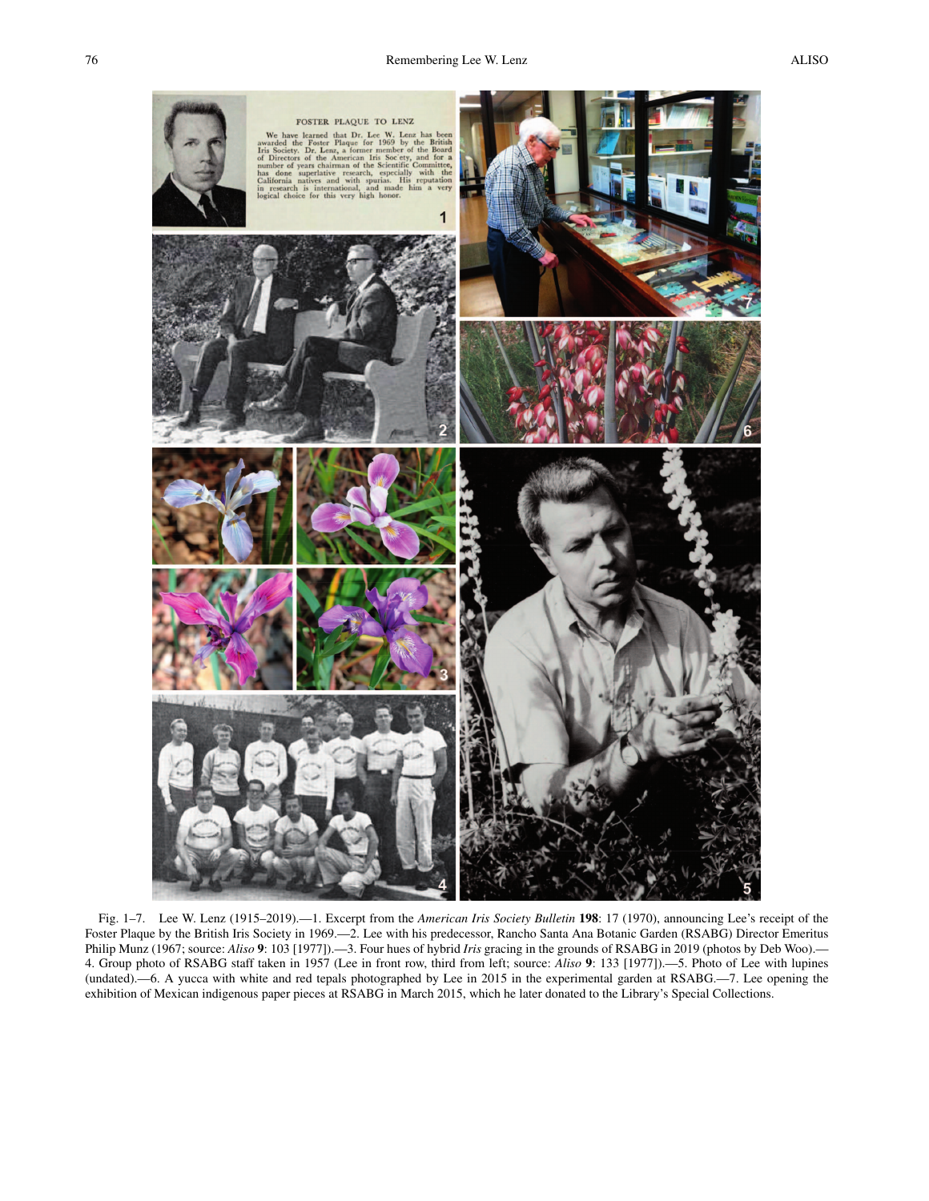FOSTER PLAQUE TO LENZ

We have learned that Dr. Lee W. Lenz has been awarded the Foster Plaque for 1969 by the British Iris Society. Dr. Lenz, a former member of the Board of Directors of the American Iris Society, and for a number of years chairman of the Scientific Committee, has done superlative research, especially with the California natives and with spurias. His reputation in research is international, and made him a very logical choice for this very high honor.

Fig. 1–7. Lee W. Lenz (1915–2019).—1. Excerpt from the *American Iris Society Bulletin* **198**: 17 (1970), announcing Lee's receipt of the Foster Plaque by the British Iris Society in 1969.—2. Lee with his predecessor, Rancho Santa Ana Botanic Garden (RSABG) Director Emeritus Philip Munz (1967; source: *Aliso* **9**: 103 [1977]).—3. Four hues of hybrid *Iris* gracing in the grounds of RSABG in 2019 (photos by Deb Woo).—4. Group photo of RSABG staff taken in 1957 (Lee in front row, third from left; source: *Aliso* **9**: 133 [1977]).—5. Photo of Lee with lupines (undated).—6. A yucca with white and red tepals photographed by Lee in 2015 in the experimental garden at RSABG.—7. Lee opening the exhibition of Mexican indigenous paper pieces at RSABG in March 2015, which he later donated to the Library's Special Collections.